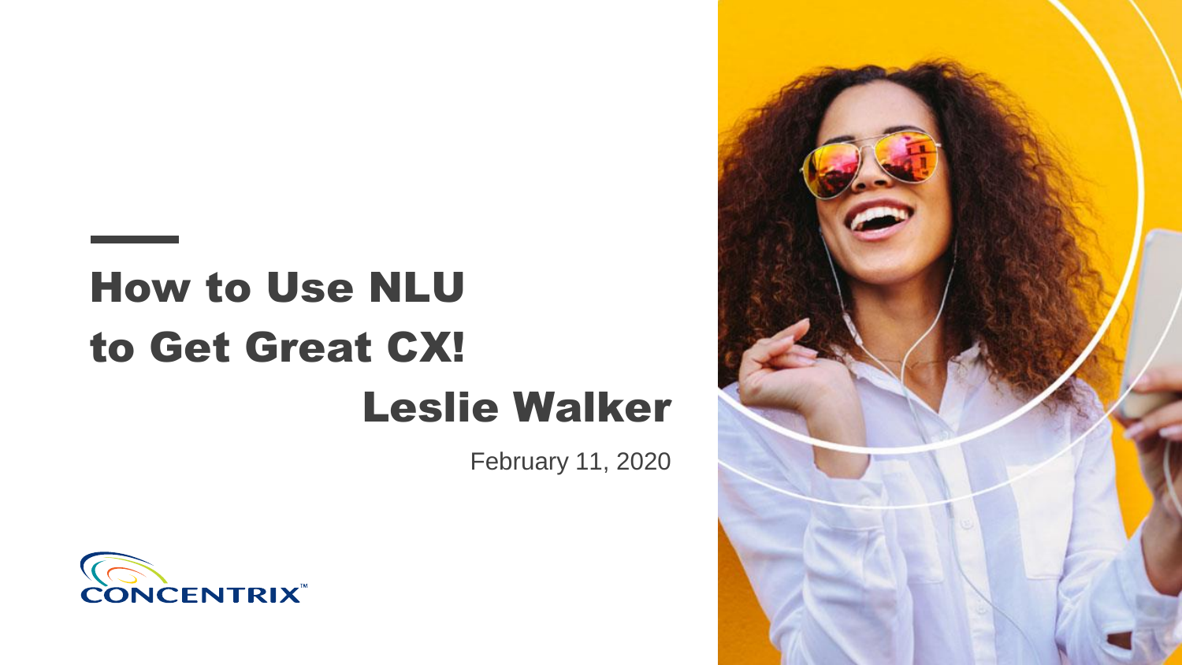# How to Use NLU to Get Great CX!

## Leslie Walker

February 11, 2020

CONCENTRIX™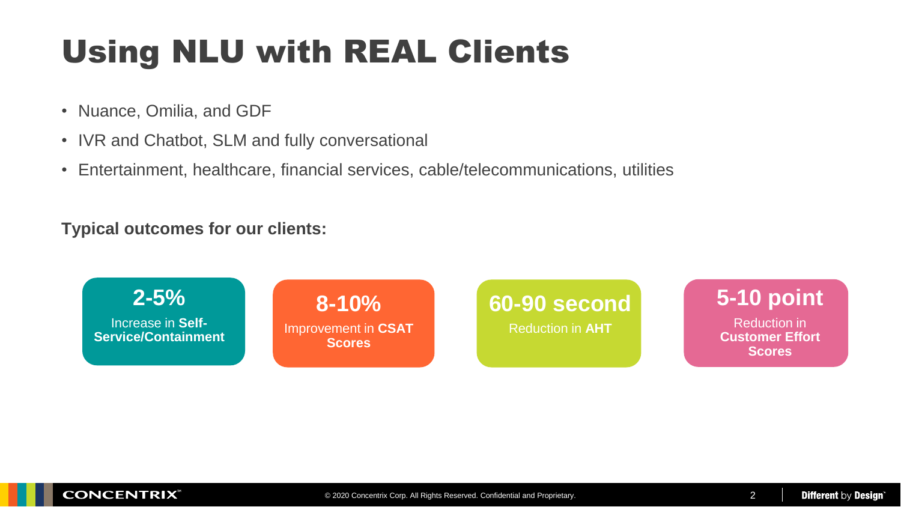# Using NLU with REAL Clients

- Nuance, Omilia, and GDF
- IVR and Chatbot, SLM and fully conversational
- Entertainment, healthcare, financial services, cable/telecommunications, utilities

**Typical outcomes for our clients:**

**2-5%**
Increase in **Self-Service/Containment**

**8-10%**
Improvement in **CSAT Scores**

**60-90 second**
Reduction in **AHT**

**5-10 point**
Reduction in **Customer Effort Scores**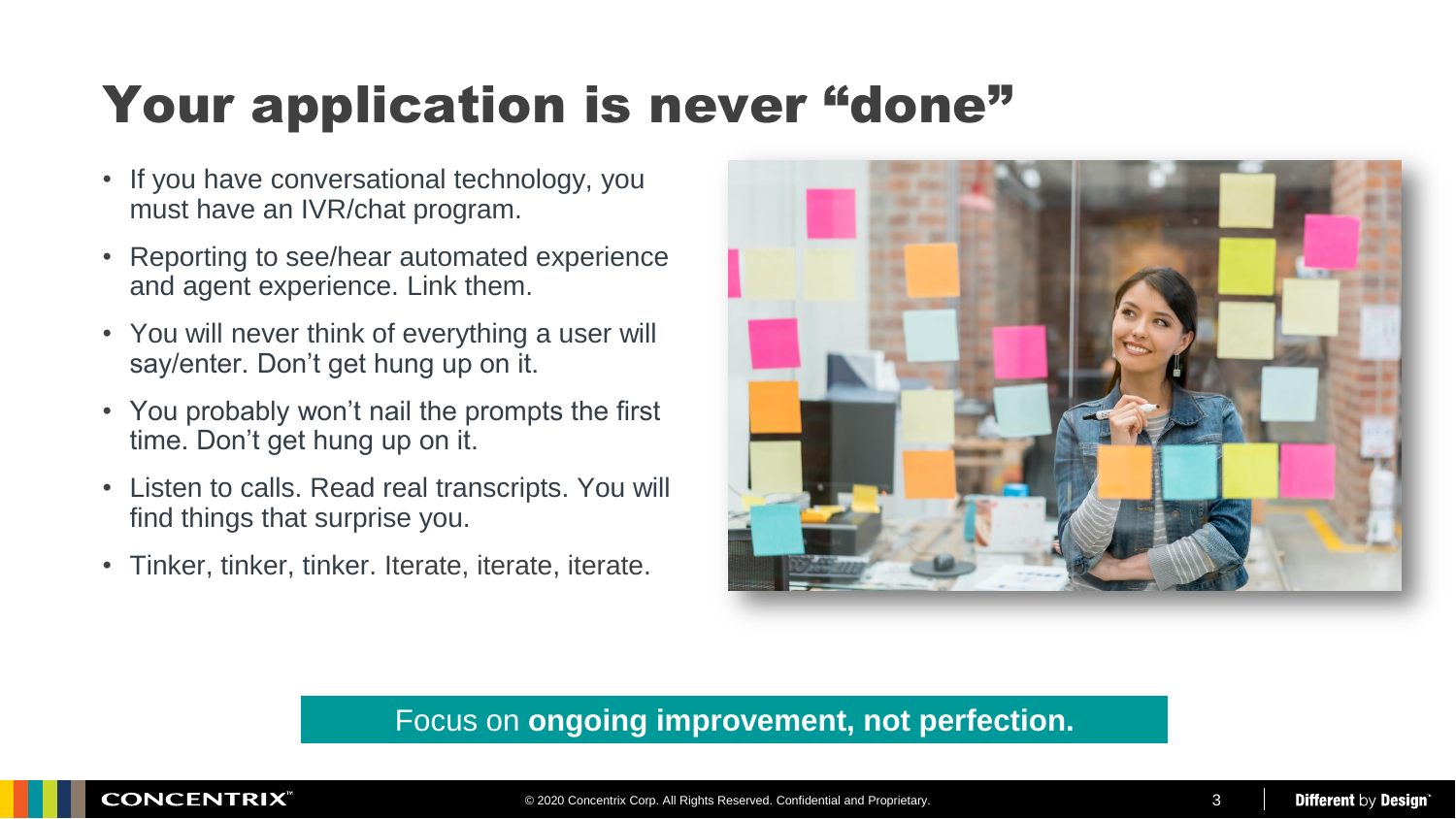# Your application is never "done"

- If you have conversational technology, you must have an IVR/chat program.
- Reporting to see/hear automated experience and agent experience. Link them.
- You will never think of everything a user will say/enter. Don't get hung up on it.
- You probably won't nail the prompts the first time. Don't get hung up on it.
- Listen to calls. Read real transcripts. You will find things that surprise you.
- Tinker, tinker, tinker. Iterate, iterate, iterate.

Focus on **ongoing improvement, not perfection.**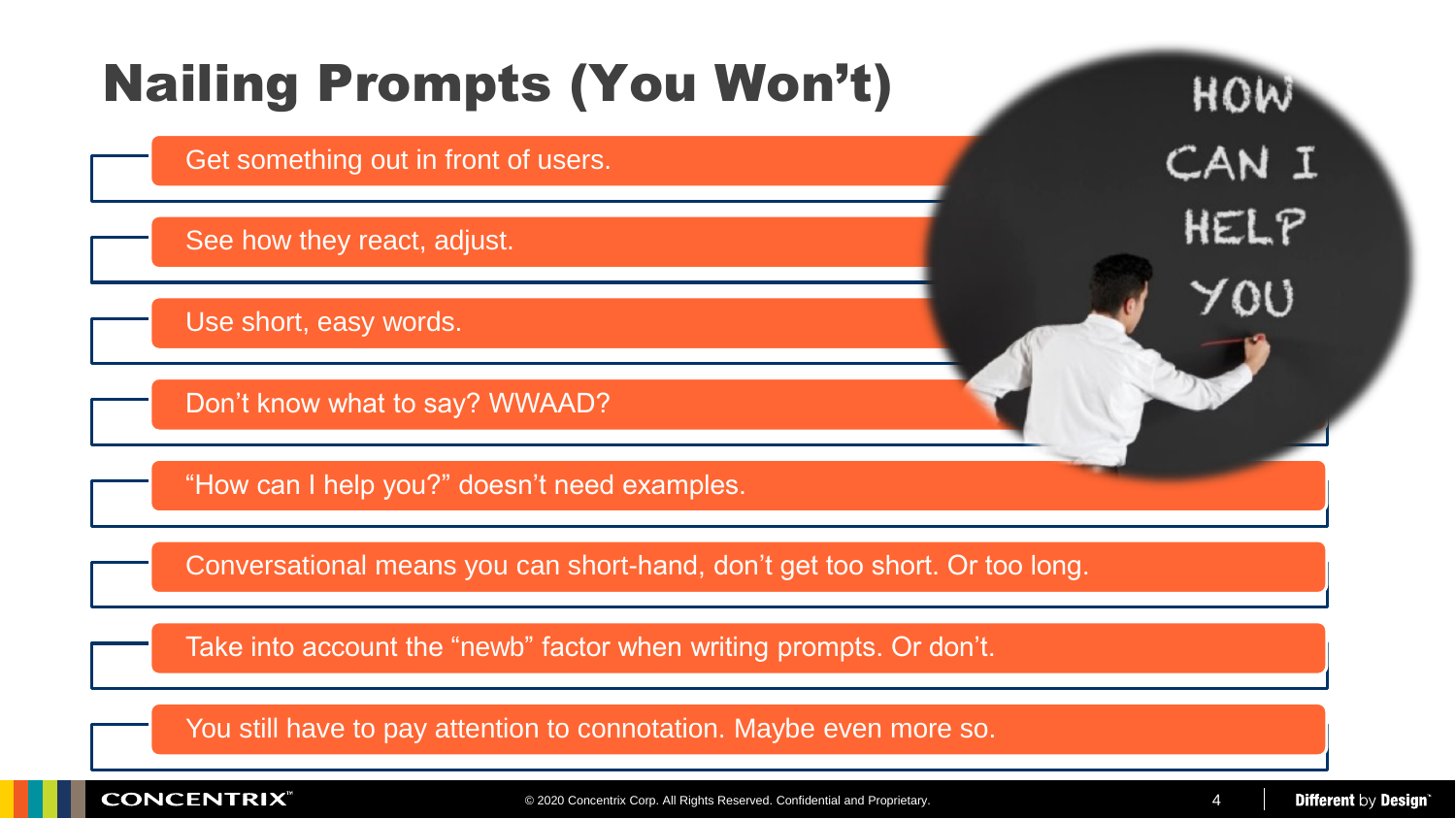# Nailing Prompts (You Won't)

- Get something out in front of users.
- See how they react, adjust.
- Use short, easy words.
- Don't know what to say? WWAAD?
- "How can I help you?" doesn't need examples.
- Conversational means you can short-hand, don't get too short. Or too long.
- Take into account the "newb" factor when writing prompts. Or don't.
- You still have to pay attention to connotation. Maybe even more so.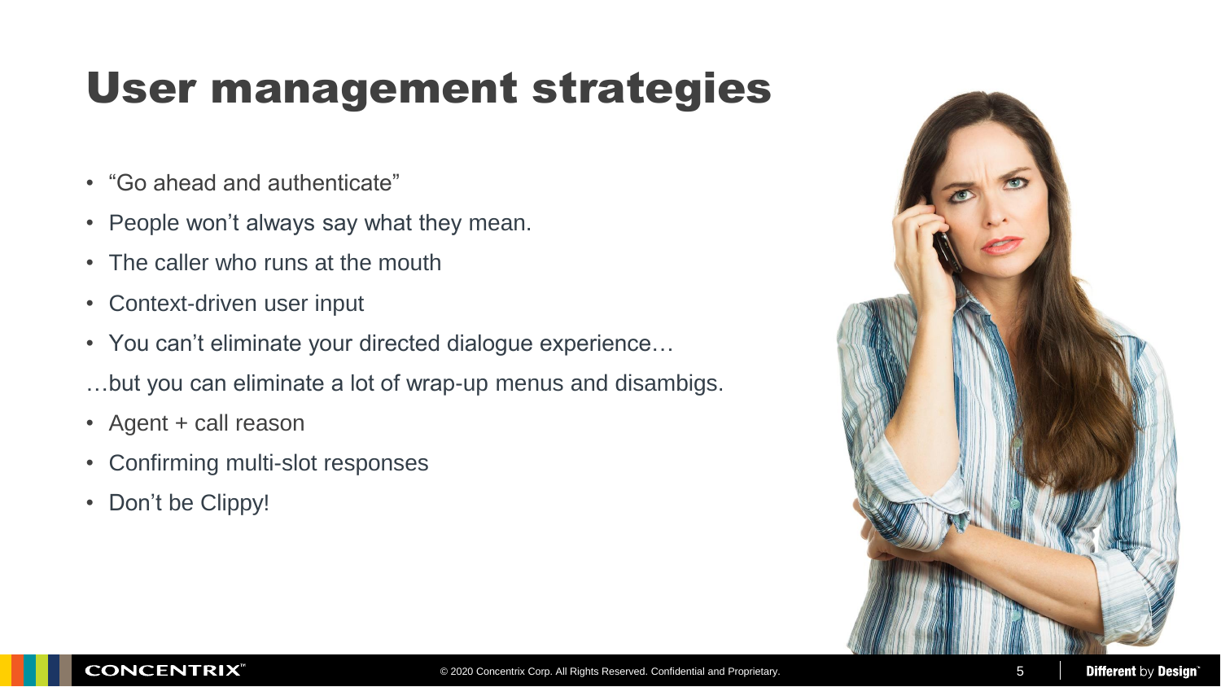# User management strategies

- "Go ahead and authenticate"
- People won't always say what they mean.
- The caller who runs at the mouth
- Context-driven user input
- You can't eliminate your directed dialogue experience…

…but you can eliminate a lot of wrap-up menus and disambigs.

- Agent + call reason
- Confirming multi-slot responses
- Don't be Clippy!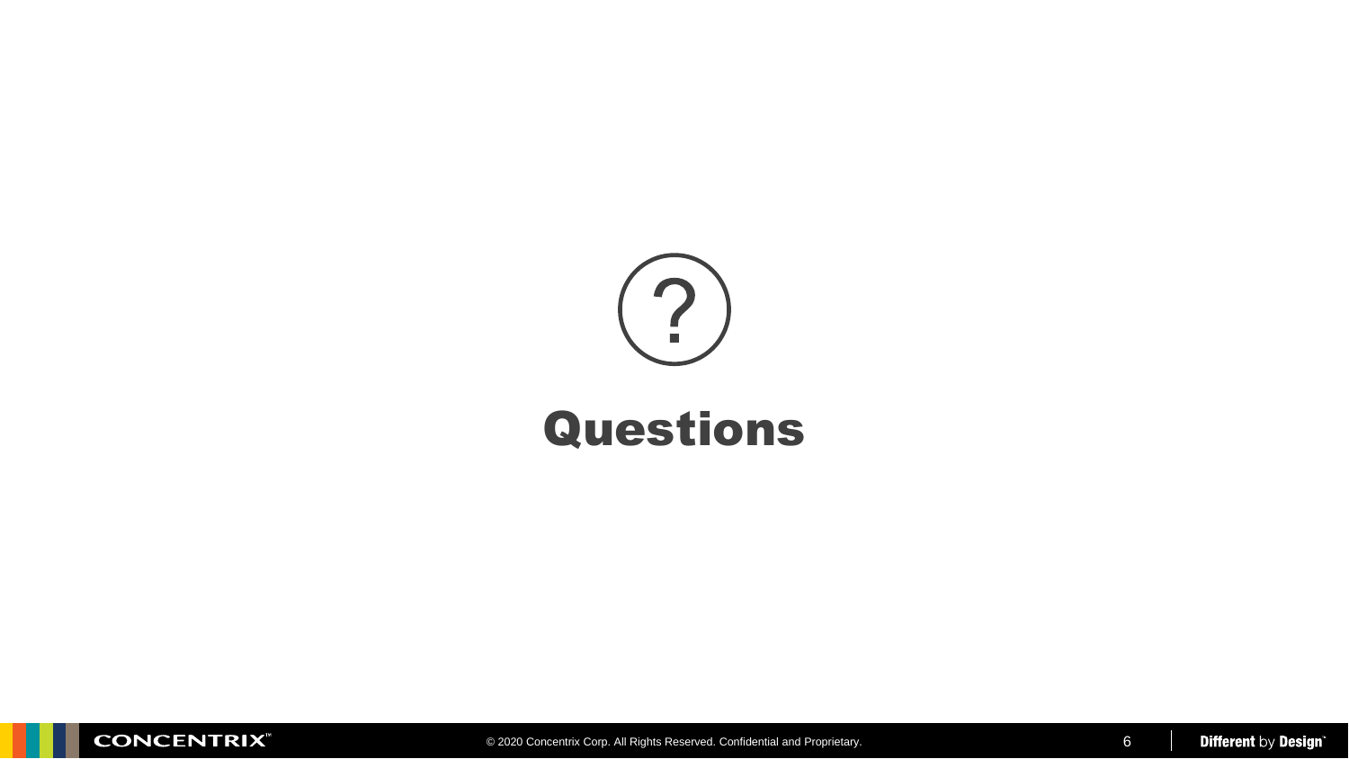# Questions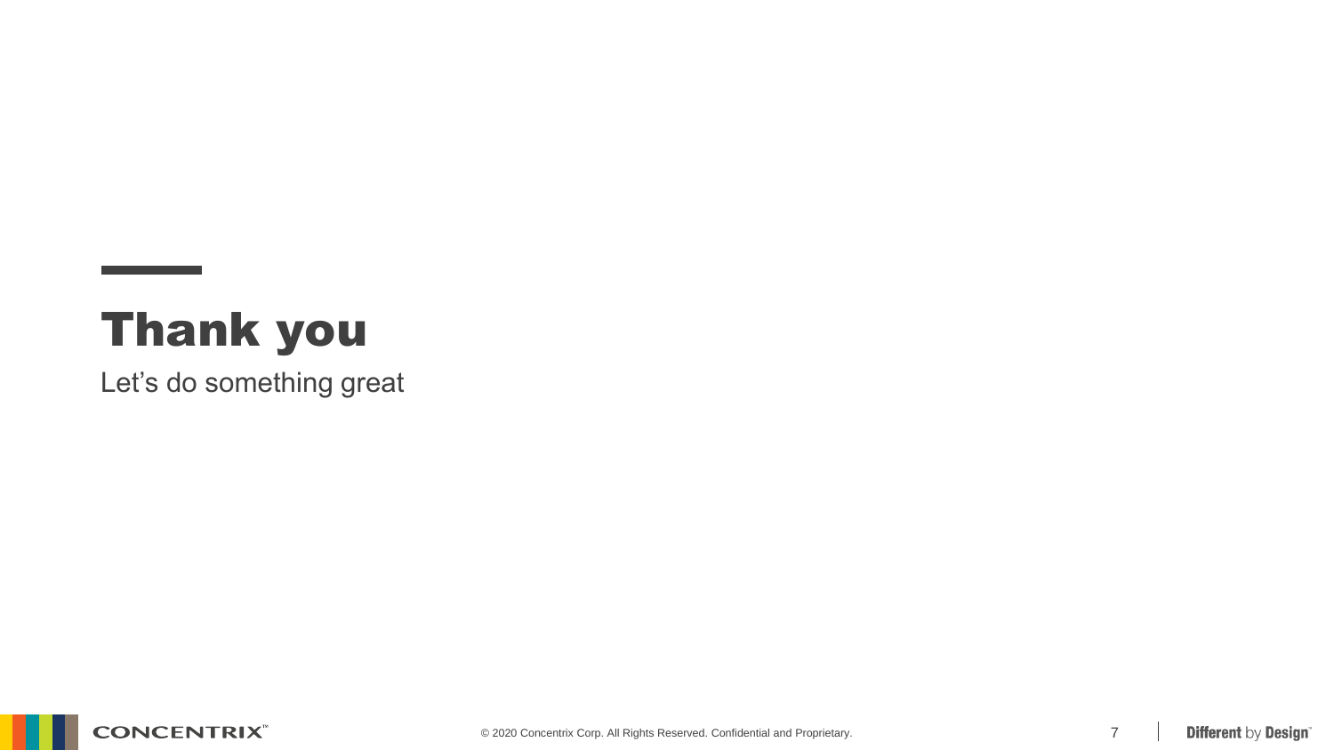# Thank you

Let's do something great